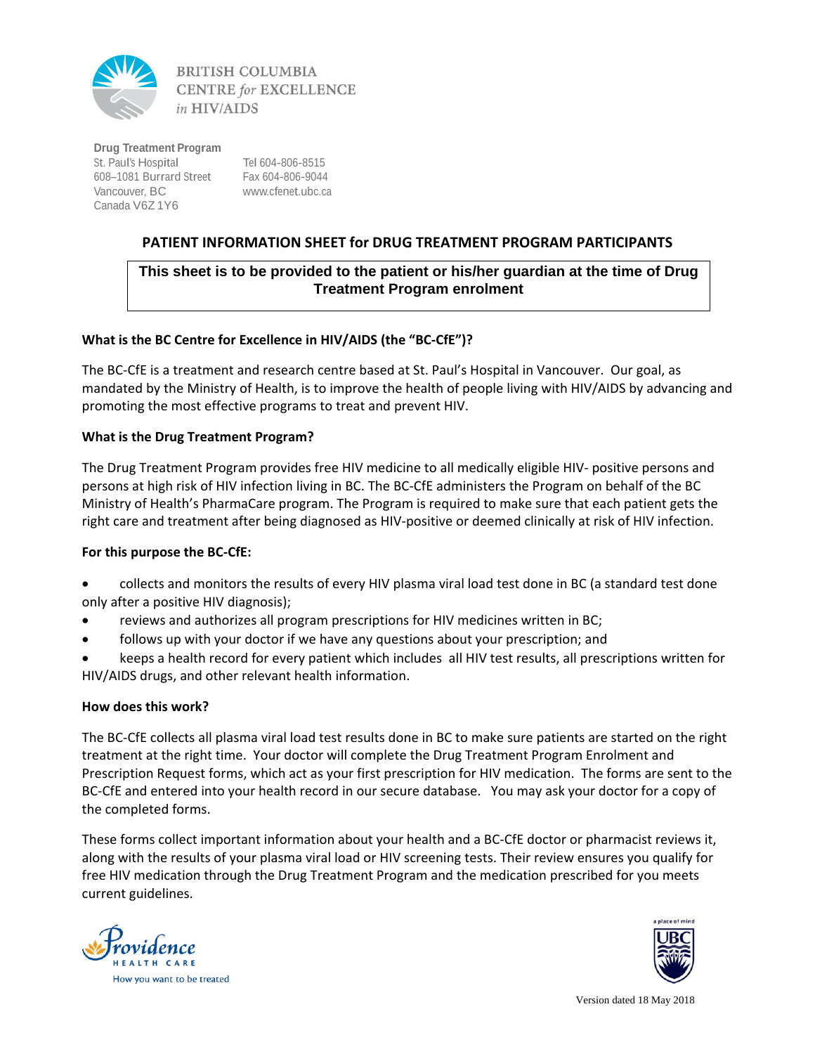BRITISH COLUMBIA
CENTRE *for* EXCELLENCE
*in* HIV/AIDS

**Drug Treatment Program**
St. Paul's Hospital
608–1081 Burrard Street
Vancouver, BC
Canada V6Z 1Y6

Tel 604-806-8515
Fax 604-806-9044
www.cfenet.ubc.ca

# PATIENT INFORMATION SHEET for DRUG TREATMENT PROGRAM PARTICIPANTS

**This sheet is to be provided to the patient or his/her guardian at the time of Drug Treatment Program enrolment**

### What is the BC Centre for Excellence in HIV/AIDS (the "BC-CfE")?

The BC-CfE is a treatment and research centre based at St. Paul's Hospital in Vancouver. Our goal, as mandated by the Ministry of Health, is to improve the health of people living with HIV/AIDS by advancing and promoting the most effective programs to treat and prevent HIV.

### What is the Drug Treatment Program?

The Drug Treatment Program provides free HIV medicine to all medically eligible HIV- positive persons and persons at high risk of HIV infection living in BC. The BC-CfE administers the Program on behalf of the BC Ministry of Health's PharmaCare program. The Program is required to make sure that each patient gets the right care and treatment after being diagnosed as HIV-positive or deemed clinically at risk of HIV infection.

### For this purpose the BC-CfE:

- collects and monitors the results of every HIV plasma viral load test done in BC (a standard test done only after a positive HIV diagnosis);
- reviews and authorizes all program prescriptions for HIV medicines written in BC;
- follows up with your doctor if we have any questions about your prescription; and
- keeps a health record for every patient which includes all HIV test results, all prescriptions written for HIV/AIDS drugs, and other relevant health information.

### How does this work?

The BC-CfE collects all plasma viral load test results done in BC to make sure patients are started on the right treatment at the right time. Your doctor will complete the Drug Treatment Program Enrolment and Prescription Request forms, which act as your first prescription for HIV medication. The forms are sent to the BC-CfE and entered into your health record in our secure database. You may ask your doctor for a copy of the completed forms.

These forms collect important information about your health and a BC-CfE doctor or pharmacist reviews it, along with the results of your plasma viral load or HIV screening tests. Their review ensures you qualify for free HIV medication through the Drug Treatment Program and the medication prescribed for you meets current guidelines.

Providence HEALTH CARE
How you want to be treated

Version dated 18 May 2018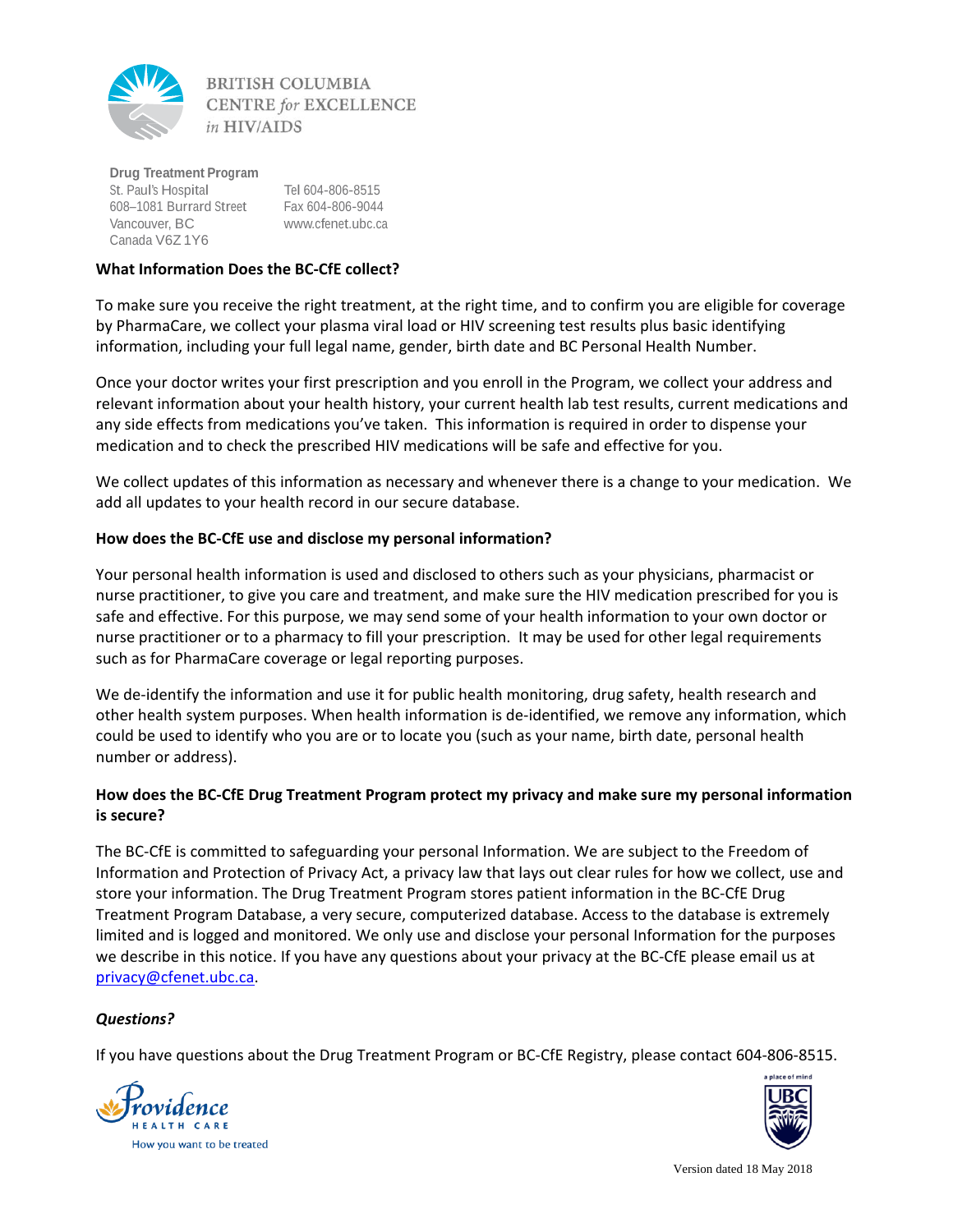BRITISH COLUMBIA
CENTRE *for* EXCELLENCE
*in* HIV/AIDS

**Drug Treatment Program**
St. Paul's Hospital
608–1081 Burrard Street
Vancouver, BC
Canada V6Z 1Y6

Tel 604-806-8515
Fax 604-806-9044
www.cfenet.ubc.ca

### What Information Does the BC-CfE collect?

To make sure you receive the right treatment, at the right time, and to confirm you are eligible for coverage by PharmaCare, we collect your plasma viral load or HIV screening test results plus basic identifying information, including your full legal name, gender, birth date and BC Personal Health Number.

Once your doctor writes your first prescription and you enroll in the Program, we collect your address and relevant information about your health history, your current health lab test results, current medications and any side effects from medications you've taken. This information is required in order to dispense your medication and to check the prescribed HIV medications will be safe and effective for you.

We collect updates of this information as necessary and whenever there is a change to your medication. We add all updates to your health record in our secure database.

### How does the BC-CfE use and disclose my personal information?

Your personal health information is used and disclosed to others such as your physicians, pharmacist or nurse practitioner, to give you care and treatment, and make sure the HIV medication prescribed for you is safe and effective. For this purpose, we may send some of your health information to your own doctor or nurse practitioner or to a pharmacy to fill your prescription. It may be used for other legal requirements such as for PharmaCare coverage or legal reporting purposes.

We de-identify the information and use it for public health monitoring, drug safety, health research and other health system purposes. When health information is de-identified, we remove any information, which could be used to identify who you are or to locate you (such as your name, birth date, personal health number or address).

### How does the BC-CfE Drug Treatment Program protect my privacy and make sure my personal information is secure?

The BC-CfE is committed to safeguarding your personal Information. We are subject to the Freedom of Information and Protection of Privacy Act, a privacy law that lays out clear rules for how we collect, use and store your information. The Drug Treatment Program stores patient information in the BC-CfE Drug Treatment Program Database, a very secure, computerized database. Access to the database is extremely limited and is logged and monitored. We only use and disclose your personal Information for the purposes we describe in this notice. If you have any questions about your privacy at the BC-CfE please email us at privacy@cfenet.ubc.ca.

### *Questions?*

If you have questions about the Drug Treatment Program or BC-CfE Registry, please contact 604-806-8515.

Providence HEALTH CARE
How you want to be treated

a place of mind UBC

Version dated 18 May 2018